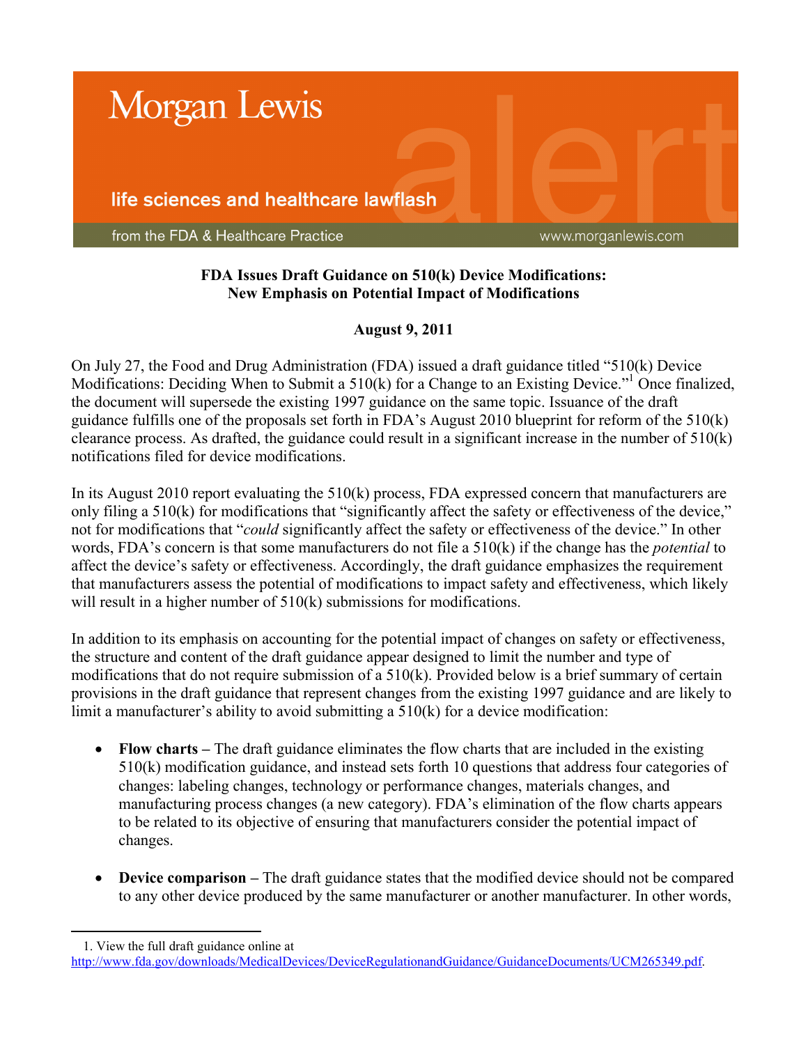# Morgan Lewis

**life sciences and healthcare lawflash**

from the FDA & Healthcare Practice — www.morganlewis.com

## FDA Issues Draft Guidance on 510(k) Device Modifications: New Emphasis on Potential Impact of Modifications

**August 9, 2011**

On July 27, the Food and Drug Administration (FDA) issued a draft guidance titled "510(k) Device Modifications: Deciding When to Submit a 510(k) for a Change to an Existing Device."[1] Once finalized, the document will supersede the existing 1997 guidance on the same topic. Issuance of the draft guidance fulfills one of the proposals set forth in FDA's August 2010 blueprint for reform of the 510(k) clearance process. As drafted, the guidance could result in a significant increase in the number of 510(k) notifications filed for device modifications.

In its August 2010 report evaluating the 510(k) process, FDA expressed concern that manufacturers are only filing a 510(k) for modifications that "significantly affect the safety or effectiveness of the device," not for modifications that "*could* significantly affect the safety or effectiveness of the device." In other words, FDA's concern is that some manufacturers do not file a 510(k) if the change has the *potential* to affect the device's safety or effectiveness. Accordingly, the draft guidance emphasizes the requirement that manufacturers assess the potential of modifications to impact safety and effectiveness, which likely will result in a higher number of 510(k) submissions for modifications.

In addition to its emphasis on accounting for the potential impact of changes on safety or effectiveness, the structure and content of the draft guidance appear designed to limit the number and type of modifications that do not require submission of a 510(k). Provided below is a brief summary of certain provisions in the draft guidance that represent changes from the existing 1997 guidance and are likely to limit a manufacturer's ability to avoid submitting a 510(k) for a device modification:

- **Flow charts –** The draft guidance eliminates the flow charts that are included in the existing 510(k) modification guidance, and instead sets forth 10 questions that address four categories of changes: labeling changes, technology or performance changes, materials changes, and manufacturing process changes (a new category). FDA's elimination of the flow charts appears to be related to its objective of ensuring that manufacturers consider the potential impact of changes.

- **Device comparison –** The draft guidance states that the modified device should not be compared to any other device produced by the same manufacturer or another manufacturer. In other words,

1. View the full draft guidance online at http://www.fda.gov/downloads/MedicalDevices/DeviceRegulationandGuidance/GuidanceDocuments/UCM265349.pdf.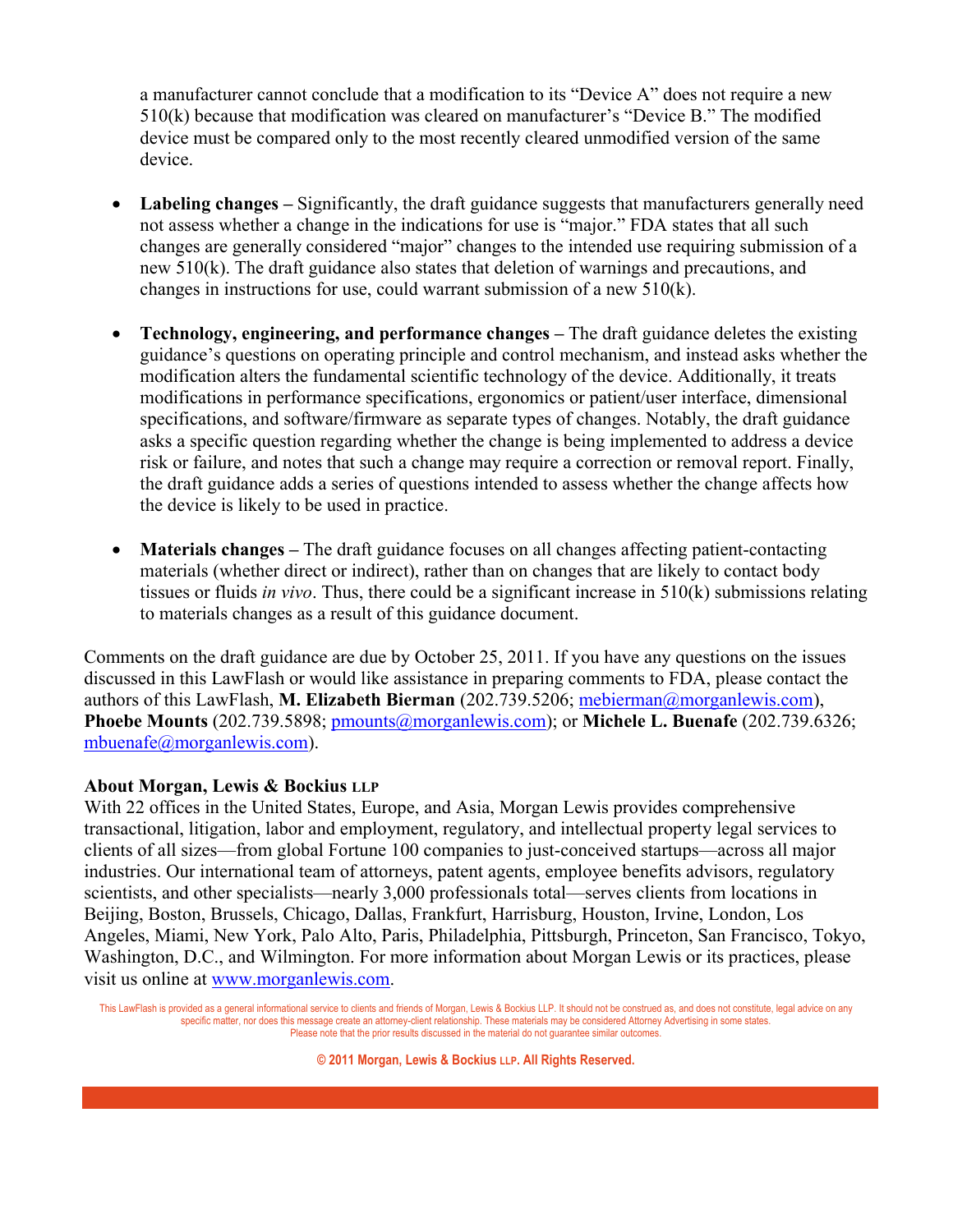a manufacturer cannot conclude that a modification to its "Device A" does not require a new 510(k) because that modification was cleared on manufacturer's "Device B." The modified device must be compared only to the most recently cleared unmodified version of the same device.

- **Labeling changes –** Significantly, the draft guidance suggests that manufacturers generally need not assess whether a change in the indications for use is "major." FDA states that all such changes are generally considered "major" changes to the intended use requiring submission of a new 510(k). The draft guidance also states that deletion of warnings and precautions, and changes in instructions for use, could warrant submission of a new 510(k).

- **Technology, engineering, and performance changes –** The draft guidance deletes the existing guidance's questions on operating principle and control mechanism, and instead asks whether the modification alters the fundamental scientific technology of the device. Additionally, it treats modifications in performance specifications, ergonomics or patient/user interface, dimensional specifications, and software/firmware as separate types of changes. Notably, the draft guidance asks a specific question regarding whether the change is being implemented to address a device risk or failure, and notes that such a change may require a correction or removal report. Finally, the draft guidance adds a series of questions intended to assess whether the change affects how the device is likely to be used in practice.

- **Materials changes –** The draft guidance focuses on all changes affecting patient-contacting materials (whether direct or indirect), rather than on changes that are likely to contact body tissues or fluids *in vivo*. Thus, there could be a significant increase in 510(k) submissions relating to materials changes as a result of this guidance document.

Comments on the draft guidance are due by October 25, 2011. If you have any questions on the issues discussed in this LawFlash or would like assistance in preparing comments to FDA, please contact the authors of this LawFlash, **M. Elizabeth Bierman** (202.739.5206; mebierman@morganlewis.com), **Phoebe Mounts** (202.739.5898; pmounts@morganlewis.com); or **Michele L. Buenafe** (202.739.6326; mbuenafe@morganlewis.com).

**About Morgan, Lewis & Bockius LLP**
With 22 offices in the United States, Europe, and Asia, Morgan Lewis provides comprehensive transactional, litigation, labor and employment, regulatory, and intellectual property legal services to clients of all sizes—from global Fortune 100 companies to just-conceived startups—across all major industries. Our international team of attorneys, patent agents, employee benefits advisors, regulatory scientists, and other specialists—nearly 3,000 professionals total—serves clients from locations in Beijing, Boston, Brussels, Chicago, Dallas, Frankfurt, Harrisburg, Houston, Irvine, London, Los Angeles, Miami, New York, Palo Alto, Paris, Philadelphia, Pittsburgh, Princeton, San Francisco, Tokyo, Washington, D.C., and Wilmington. For more information about Morgan Lewis or its practices, please visit us online at www.morganlewis.com.

This LawFlash is provided as a general informational service to clients and friends of Morgan, Lewis & Bockius LLP. It should not be construed as, and does not constitute, legal advice on any specific matter, nor does this message create an attorney-client relationship. These materials may be considered Attorney Advertising in some states. Please note that the prior results discussed in the material do not guarantee similar outcomes.

**© 2011 Morgan, Lewis & Bockius LLP. All Rights Reserved.**